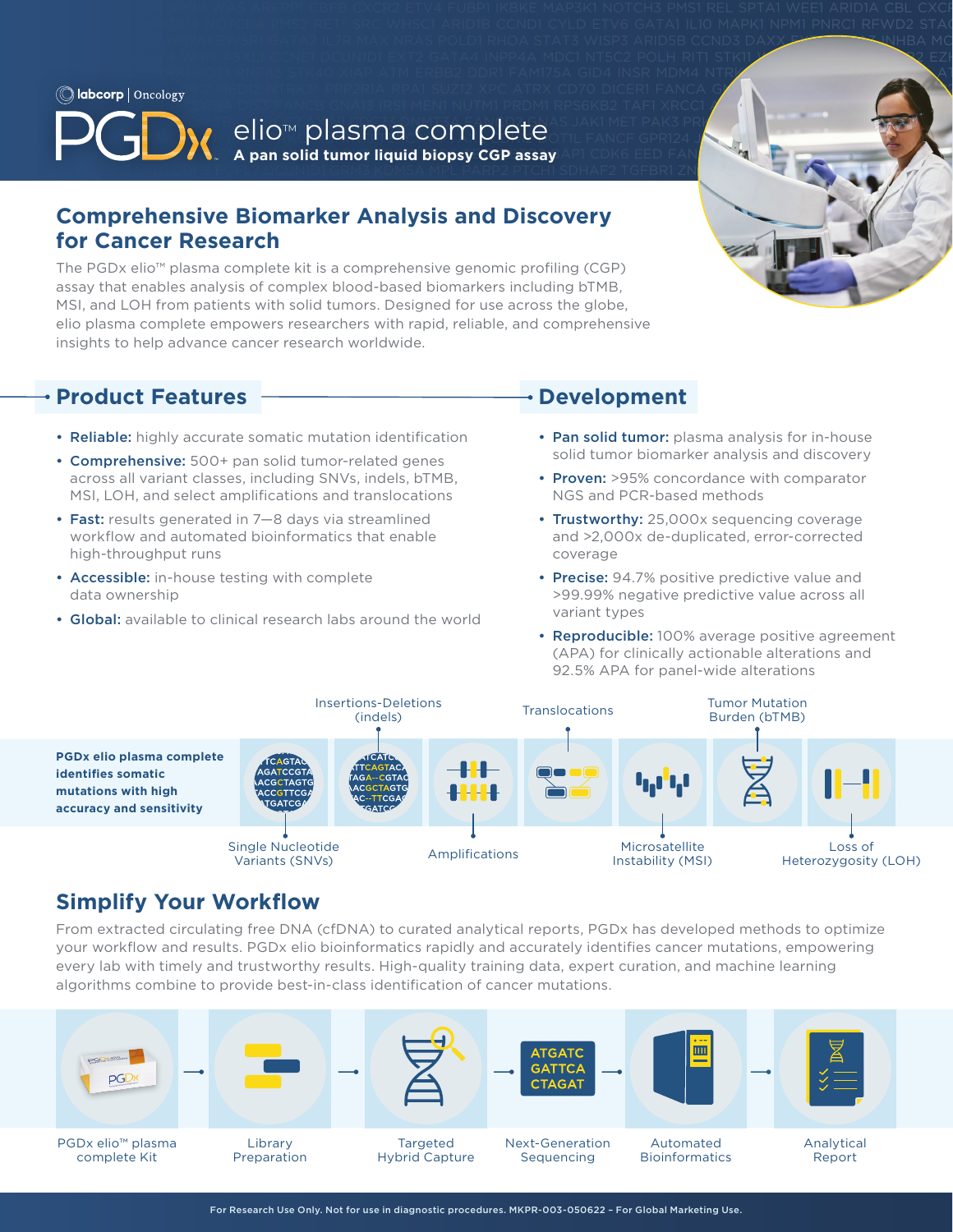labcorp | Oncology

# PGDx elio™ plasma complete

**A pan solid tumor liquid biopsy CGP assay**

## Comprehensive Biomarker Analysis and Discovery for Cancer Research

The PGDx elio™ plasma complete kit is a comprehensive genomic profiling (CGP) assay that enables analysis of complex blood-based biomarkers including bTMB, MSI, and LOH from patients with solid tumors. Designed for use across the globe, elio plasma complete empowers researchers with rapid, reliable, and comprehensive insights to help advance cancer research worldwide.

## Product Features

- **Reliable:** highly accurate somatic mutation identification
- **Comprehensive:** 500+ pan solid tumor-related genes across all variant classes, including SNVs, indels, bTMB, MSI, LOH, and select amplifications and translocations
- **Fast:** results generated in 7—8 days via streamlined workflow and automated bioinformatics that enable high-throughput runs
- **Accessible:** in-house testing with complete data ownership
- **Global:** available to clinical research labs around the world

## Development

- **Pan solid tumor:** plasma analysis for in-house solid tumor biomarker analysis and discovery
- **Proven:** >95% concordance with comparator NGS and PCR-based methods
- **Trustworthy:** 25,000x sequencing coverage and >2,000x de-duplicated, error-corrected coverage
- **Precise:** 94.7% positive predictive value and >99.99% negative predictive value across all variant types
- **Reproducible:** 100% average positive agreement (APA) for clinically actionable alterations and 92.5% APA for panel-wide alterations

**PGDx elio plasma complete identifies somatic mutations with high accuracy and sensitivity**

Single Nucleotide Variants (SNVs) · Insertions-Deletions (indels) · Amplifications · Translocations · Microsatellite Instability (MSI) · Tumor Mutation Burden (bTMB) · Loss of Heterozygosity (LOH)

## Simplify Your Workflow

From extracted circulating free DNA (cfDNA) to curated analytical reports, PGDx has developed methods to optimize your workflow and results. PGDx elio bioinformatics rapidly and accurately identifies cancer mutations, empowering every lab with timely and trustworthy results. High-quality training data, expert curation, and machine learning algorithms combine to provide best-in-class identification of cancer mutations.

PGDx elio™ plasma complete Kit → Library Preparation → Targeted Hybrid Capture → Next-Generation Sequencing → Automated Bioinformatics → Analytical Report

For Research Use Only. Not for use in diagnostic procedures. MKPR-003-050622 – For Global Marketing Use.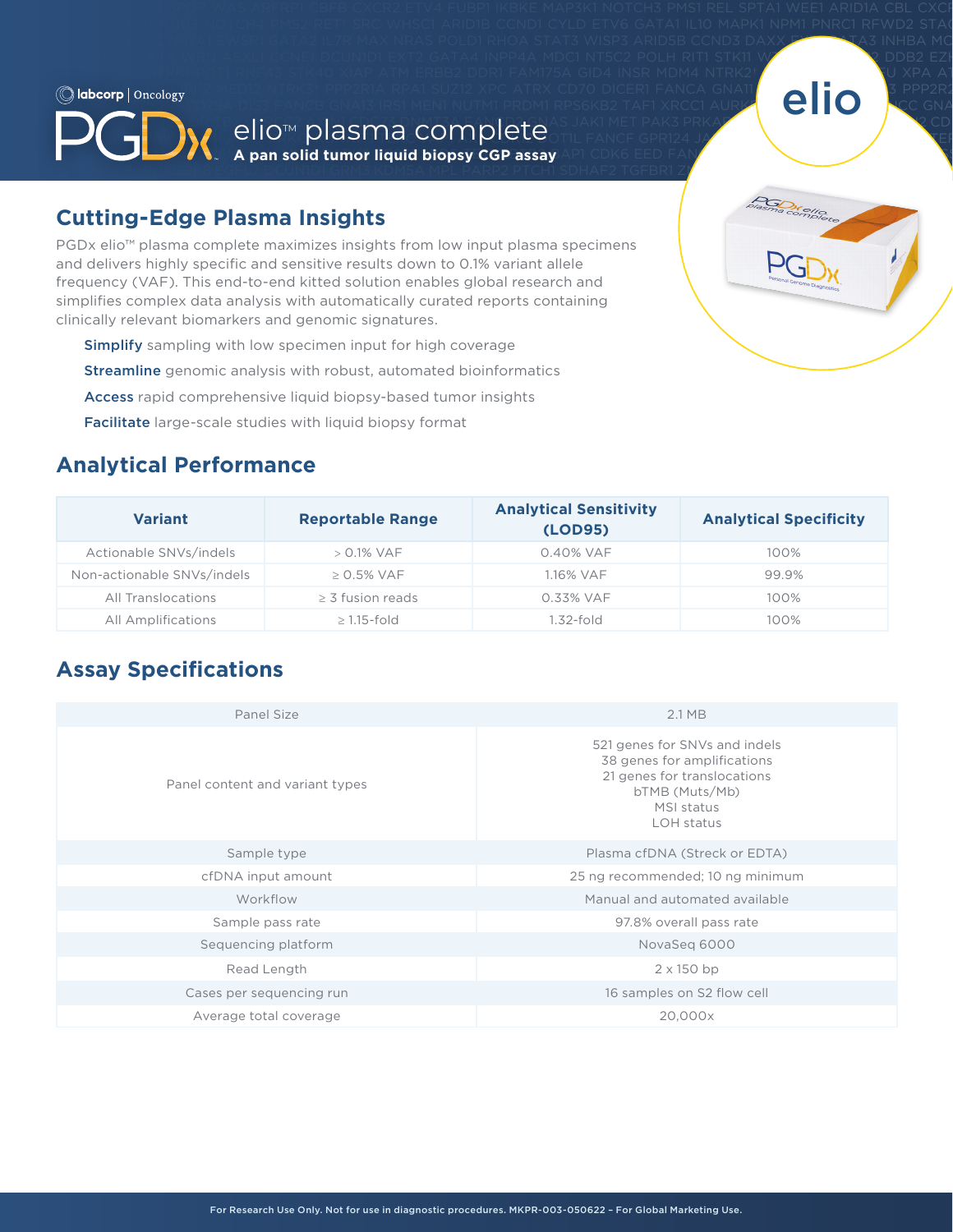labcorp | Oncology

# PGDx elio™ plasma complete

**A pan solid tumor liquid biopsy CGP assay**

## Cutting-Edge Plasma Insights

PGDx elio™ plasma complete maximizes insights from low input plasma specimens and delivers highly specific and sensitive results down to 0.1% variant allele frequency (VAF). This end-to-end kitted solution enables global research and simplifies complex data analysis with automatically curated reports containing clinically relevant biomarkers and genomic signatures.

- **Simplify** sampling with low specimen input for high coverage
- **Streamline** genomic analysis with robust, automated bioinformatics
- **Access** rapid comprehensive liquid biopsy-based tumor insights
- **Facilitate** large-scale studies with liquid biopsy format

## Analytical Performance

| Variant | Reportable Range | Analytical Sensitivity (LOD95) | Analytical Specificity |
|---|---|---|---|
| Actionable SNVs/indels | > 0.1% VAF | 0.40% VAF | 100% |
| Non-actionable SNVs/indels | ≥ 0.5% VAF | 1.16% VAF | 99.9% |
| All Translocations | ≥ 3 fusion reads | 0.33% VAF | 100% |
| All Amplifications | ≥ 1.15-fold | 1.32-fold | 100% |

## Assay Specifications

| | |
|---|---|
| Panel Size | 2.1 MB |
| Panel content and variant types | 521 genes for SNVs and indels<br>38 genes for amplifications<br>21 genes for translocations<br>bTMB (Muts/Mb)<br>MSI status<br>LOH status |
| Sample type | Plasma cfDNA (Streck or EDTA) |
| cfDNA input amount | 25 ng recommended; 10 ng minimum |
| Workflow | Manual and automated available |
| Sample pass rate | 97.8% overall pass rate |
| Sequencing platform | NovaSeq 6000 |
| Read Length | 2 x 150 bp |
| Cases per sequencing run | 16 samples on S2 flow cell |
| Average total coverage | 20,000x |

For Research Use Only. Not for use in diagnostic procedures. MKPR-003-050622 – For Global Marketing Use.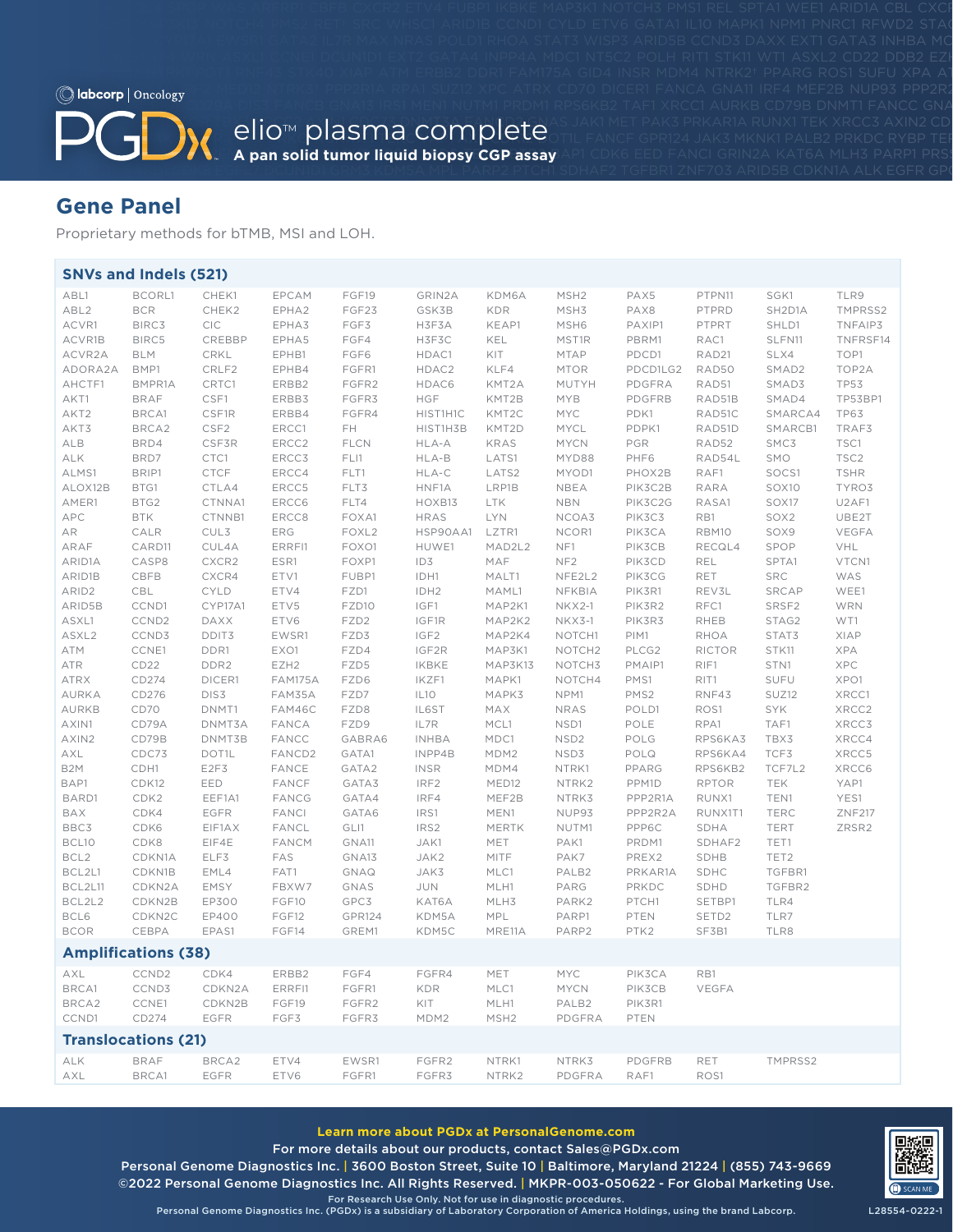labcorp | Oncology

# PGDx elio™ plasma complete

**A pan solid tumor liquid biopsy CGP assay**

## Gene Panel

Proprietary methods for bTMB, MSI and LOH.

### SNVs and Indels (521)

| | | | | | | | | | | | | |
|---|---|---|---|---|---|---|---|---|---|---|---|---|
| ABL1 | BCORL1 | CHEK1 | EPCAM | FGF19 | GRIN2A | KDM6A | MSH2 | PAX5 | PTPN11 | SGK1 | TLR9 |
| ABL2 | BCR | CHEK2 | EPHA2 | FGF23 | GSK3B | KDR | MSH3 | PAX8 | PTPRD | SH2D1A | TMPRSS2 |
| ACVR1 | BIRC3 | CIC | EPHA3 | FGF3 | H3F3A | KEAP1 | MSH6 | PAXIP1 | PTPRT | SHLD1 | TNFAIP3 |
| ACVR1B | BIRC5 | CREBBP | EPHA5 | FGF4 | H3F3C | KEL | MST1R | PBRM1 | RAC1 | SLFN11 | TNFRSF14 |
| ACVR2A | BLM | CRKL | EPHB1 | FGF6 | HDAC1 | KIT | MTAP | PDCD1 | RAD21 | SLX4 | TOP1 |
| ADORA2A | BMP1 | CRLF2 | EPHB4 | FGFR1 | HDAC2 | KLF4 | MTOR | PDCD1LG2 | RAD50 | SMAD2 | TOP2A |
| AHCTF1 | BMPR1A | CRTC1 | ERBB2 | FGFR2 | HDAC6 | KMT2A | MUTYH | PDGFRA | RAD51 | SMAD3 | TP53 |
| AKT1 | BRAF | CSF1 | ERBB3 | FGFR3 | HGF | KMT2B | MYB | PDGFRB | RAD51B | SMAD4 | TP53BP1 |
| AKT2 | BRCA1 | CSF1R | ERBB4 | FGFR4 | HIST1H1C | KMT2C | MYC | PDK1 | RAD51C | SMARCA4 | TP63 |
| AKT3 | BRCA2 | CSF2 | ERCC1 | FH | HIST1H3B | KMT2D | MYCL | PDPK1 | RAD51D | SMARCB1 | TRAF3 |
| ALB | BRD4 | CSF3R | ERCC2 | FLCN | HLA-A | KRAS | MYCN | PGR | RAD52 | SMC3 | TSC1 |
| ALK | BRD7 | CTC1 | ERCC3 | FLI1 | HLA-B | LATS1 | MYD88 | PHF6 | RAD54L | SMO | TSC2 |
| ALMS1 | BRIP1 | CTCF | ERCC4 | FLT1 | HLA-C | LATS2 | MYOD1 | PHOX2B | RAF1 | SOCS1 | TSHR |
| ALOX12B | BTG1 | CTLA4 | ERCC5 | FLT3 | HNF1A | LRP1B | NBEA | PIK3C2B | RARA | SOX10 | TYRO3 |
| AMER1 | BTG2 | CTNNA1 | ERCC6 | FLT4 | HOXB13 | LTK | NBN | PIK3C2G | RASA1 | SOX17 | U2AF1 |
| APC | BTK | CTNNB1 | ERCC8 | FOXA1 | HRAS | LYN | NCOA3 | PIK3C3 | RB1 | SOX2 | UBE2T |
| AR | CALR | CUL3 | ERG | FOXL2 | HSP90AA1 | LZTR1 | NCOR1 | PIK3CA | RBM10 | SOX9 | VEGFA |
| ARAF | CARD11 | CUL4A | ERRFI1 | FOXO1 | HUWE1 | MAD2L2 | NF1 | PIK3CB | RECQL4 | SPOP | VHL |
| ARID1A | CASP8 | CXCR2 | ESR1 | FOXP1 | ID3 | MAF | NF2 | PIK3CD | REL | SPTA1 | VTCN1 |
| ARID1B | CBFB | CXCR4 | ETV1 | FUBP1 | IDH1 | MALT1 | NFE2L2 | PIK3CG | RET | SRC | WAS |
| ARID2 | CBL | CYLD | ETV4 | FZD1 | IDH2 | MAML1 | NFKBIA | PIK3R1 | REV3L | SRCAP | WEE1 |
| ARID5B | CCND1 | CYP17A1 | ETV5 | FZD10 | IGF1 | MAP2K1 | NKX2-1 | PIK3R2 | RFC1 | SRSF2 | WRN |
| ASXL1 | CCND2 | DAXX | ETV6 | FZD2 | IGF1R | MAP2K2 | NKX3-1 | PIK3R3 | RHEB | STAG2 | WT1 |
| ASXL2 | CCND3 | DDIT3 | EWSR1 | FZD3 | IGF2 | MAP2K4 | NOTCH1 | PIM1 | RHOA | STAT3 | XIAP |
| ATM | CCNE1 | DDR1 | EXO1 | FZD4 | IGF2R | MAP3K1 | NOTCH2 | PLCG2 | RICTOR | STK11 | XPA |
| ATR | CD22 | DDR2 | EZH2 | FZD5 | IKBKE | MAP3K13 | NOTCH3 | PMAIP1 | RIF1 | STN1 | XPC |
| ATRX | CD274 | DICER1 | FAM175A | FZD6 | IKZF1 | MAPK1 | NOTCH4 | PMS1 | RIT1 | SUFU | XPO1 |
| AURKA | CD276 | DIS3 | FAM35A | FZD7 | IL10 | MAPK3 | NPM1 | PMS2 | RNF43 | SUZ12 | XRCC1 |
| AURKB | CD70 | DNMT1 | FAM46C | FZD8 | IL6ST | MAX | NRAS | POLD1 | ROS1 | SYK | XRCC2 |
| AXIN1 | CD79A | DNMT3A | FANCA | FZD9 | IL7R | MCL1 | NSD1 | POLE | RPA1 | TAF1 | XRCC3 |
| AXIN2 | CD79B | DNMT3B | FANCC | GABRA6 | INHBA | MDC1 | NSD2 | POLG | RPS6KA3 | TBX3 | XRCC4 |
| AXL | CDC73 | DOT1L | FANCD2 | GATA1 | INPP4B | MDM2 | NSD3 | POLQ | RPS6KA4 | TCF3 | XRCC5 |
| B2M | CDH1 | E2F3 | FANCE | GATA2 | INSR | MDM4 | NTRK1 | PPARG | RPS6KB2 | TCF7L2 | XRCC6 |
| BAP1 | CDK12 | EED | FANCF | GATA3 | IRF2 | MED12 | NTRK2 | PPM1D | RPTOR | TEK | YAP1 |
| BARD1 | CDK2 | EEF1A1 | FANCG | GATA4 | IRF4 | MEF2B | NTRK3 | PPP2R1A | RUNX1 | TEN1 | YES1 |
| BAX | CDK4 | EGFR | FANCI | GATA6 | IRS1 | MEN1 | NUP93 | PPP2R2A | RUNX1T1 | TERC | ZNF217 |
| BBC3 | CDK6 | EIF1AX | FANCL | GLI1 | IRS2 | MERTK | NUTM1 | PPP6C | SDHA | TERT | ZRSR2 |
| BCL10 | CDK8 | EIF4E | FANCM | GNA11 | JAK1 | MET | PAK1 | PRDM1 | SDHAF2 | TET1 | |
| BCL2 | CDKN1A | ELF3 | FAS | GNA13 | JAK2 | MITF | PAK7 | PREX2 | SDHB | TET2 | |
| BCL2L1 | CDKN1B | EML4 | FAT1 | GNAQ | JAK3 | MLC1 | PALB2 | PRKAR1A | SDHC | TGFBR1 | |
| BCL2L11 | CDKN2A | EMSY | FBXW7 | GNAS | JUN | MLH1 | PARG | PRKDC | SDHD | TGFBR2 | |
| BCL2L2 | CDKN2B | EP300 | FGF10 | GPC3 | KAT6A | MLH3 | PARK2 | PRKDC | SETBP1 | TLR4 | |
| BCL6 | CDKN2C | EP400 | FGF12 | GPR124 | KDM5A | MPL | PARP1 | PTEN | SETD2 | TLR7 | |
| BCOR | CEBPA | EPAS1 | FGF14 | GREM1 | KDM5C | MRE11A | PARP2 | PTK2 | SF3B1 | TLR8 | |

### Amplifications (38)

| | | | | | | | | | | |
|---|---|---|---|---|---|---|---|---|---|---|
| AXL | CCND2 | CDK4 | ERBB2 | FGF4 | FGFR4 | MET | MYC | PIK3CA | RB1 |
| BRCA1 | CCND3 | CDKN2A | ERRFI1 | FGFR1 | KDR | MLC1 | MYCN | PIK3CB | VEGFA |
| BRCA2 | CCNE1 | CDKN2B | FGF19 | FGFR2 | KIT | MLH1 | PALB2 | PIK3R1 | |
| CCND1 | CD274 | EGFR | FGF3 | FGFR3 | MDM2 | MSH2 | PDGFRA | PTEN | |

### Translocations (21)

| | | | | | | | | | | |
|---|---|---|---|---|---|---|---|---|---|---|
| ALK | BRAF | BRCA2 | ETV4 | EWSR1 | FGFR2 | NTRK1 | NTRK3 | PDGFRB | RET | TMPRSS2 |
| AXL | BRCA1 | EGFR | ETV6 | FGFR1 | FGFR3 | NTRK2 | PDGFRA | RAF1 | ROS1 | |

**Learn more about PGDx at PersonalGenome.com**

For more details about our products, contact Sales@PGDx.com

Personal Genome Diagnostics Inc. | 3600 Boston Street, Suite 10 | Baltimore, Maryland 21224 | (855) 743-9669

©2022 Personal Genome Diagnostics Inc. All Rights Reserved. | MKPR-003-050622 - For Global Marketing Use.

For Research Use Only. Not for use in diagnostic procedures.

Personal Genome Diagnostics Inc. (PGDx) is a subsidiary of Laboratory Corporation of America Holdings, using the brand Labcorp.

SCAN ME

L28554-0222-1